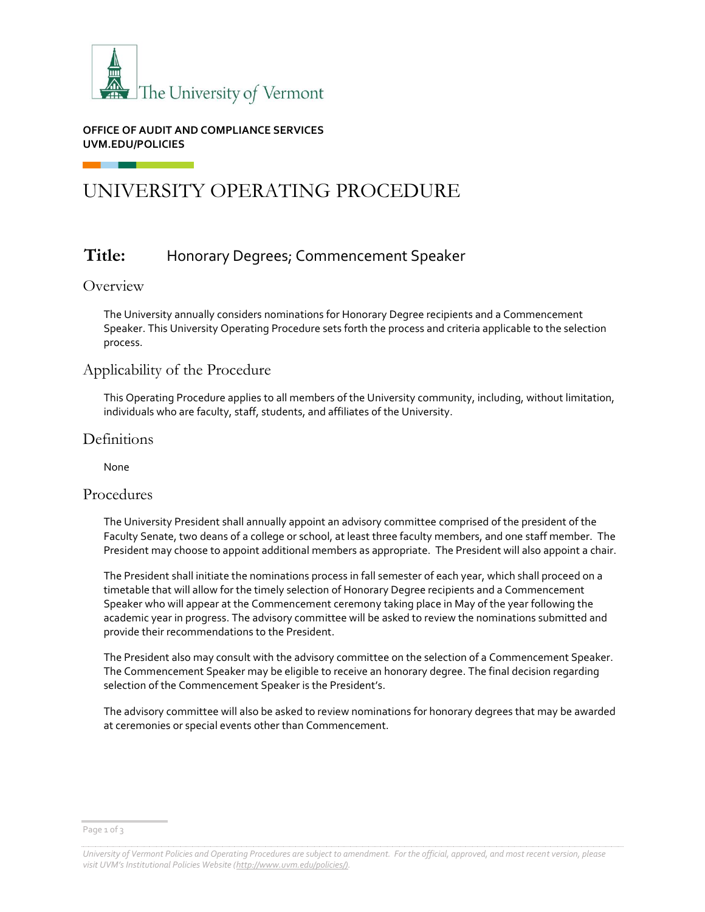The University of Vermont

**OFFICE OF AUDIT AND COMPLIANCE SERVICES**
**UVM.EDU/POLICIES**

# UNIVERSITY OPERATING PROCEDURE

## Title: Honorary Degrees; Commencement Speaker

### Overview

The University annually considers nominations for Honorary Degree recipients and a Commencement Speaker. This University Operating Procedure sets forth the process and criteria applicable to the selection process.

### Applicability of the Procedure

This Operating Procedure applies to all members of the University community, including, without limitation, individuals who are faculty, staff, students, and affiliates of the University.

### Definitions

None

### Procedures

The University President shall annually appoint an advisory committee comprised of the president of the Faculty Senate, two deans of a college or school, at least three faculty members, and one staff member. The President may choose to appoint additional members as appropriate. The President will also appoint a chair.

The President shall initiate the nominations process in fall semester of each year, which shall proceed on a timetable that will allow for the timely selection of Honorary Degree recipients and a Commencement Speaker who will appear at the Commencement ceremony taking place in May of the year following the academic year in progress. The advisory committee will be asked to review the nominations submitted and provide their recommendations to the President.

The President also may consult with the advisory committee on the selection of a Commencement Speaker. The Commencement Speaker may be eligible to receive an honorary degree. The final decision regarding selection of the Commencement Speaker is the President's.

The advisory committee will also be asked to review nominations for honorary degrees that may be awarded at ceremonies or special events other than Commencement.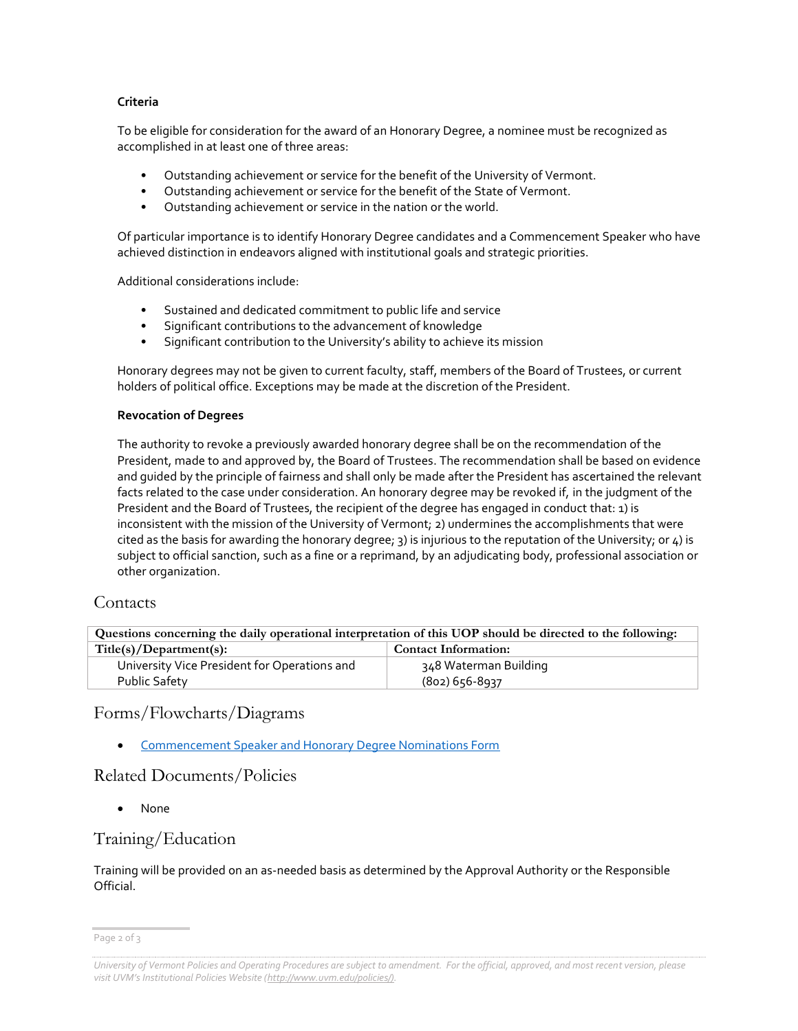#### Criteria

To be eligible for consideration for the award of an Honorary Degree, a nominee must be recognized as accomplished in at least one of three areas:

- Outstanding achievement or service for the benefit of the University of Vermont.
- Outstanding achievement or service for the benefit of the State of Vermont.
- Outstanding achievement or service in the nation or the world.

Of particular importance is to identify Honorary Degree candidates and a Commencement Speaker who have achieved distinction in endeavors aligned with institutional goals and strategic priorities.

Additional considerations include:

- Sustained and dedicated commitment to public life and service
- Significant contributions to the advancement of knowledge
- Significant contribution to the University's ability to achieve its mission

Honorary degrees may not be given to current faculty, staff, members of the Board of Trustees, or current holders of political office. Exceptions may be made at the discretion of the President.

#### Revocation of Degrees

The authority to revoke a previously awarded honorary degree shall be on the recommendation of the President, made to and approved by, the Board of Trustees. The recommendation shall be based on evidence and guided by the principle of fairness and shall only be made after the President has ascertained the relevant facts related to the case under consideration. An honorary degree may be revoked if, in the judgment of the President and the Board of Trustees, the recipient of the degree has engaged in conduct that: 1) is inconsistent with the mission of the University of Vermont; 2) undermines the accomplishments that were cited as the basis for awarding the honorary degree; 3) is injurious to the reputation of the University; or 4) is subject to official sanction, such as a fine or a reprimand, by an adjudicating body, professional association or other organization.

## Contacts

| Questions concerning the daily operational interpretation of this UOP should be directed to the following: | |
|---|---|
| **Title(s)/Department(s):** | **Contact Information:** |
| University Vice President for Operations and Public Safety | 348 Waterman Building<br>(802) 656-8937 |

## Forms/Flowcharts/Diagrams

- Commencement Speaker and Honorary Degree Nominations Form

## Related Documents/Policies

- None

## Training/Education

Training will be provided on an as-needed basis as determined by the Approval Authority or the Responsible Official.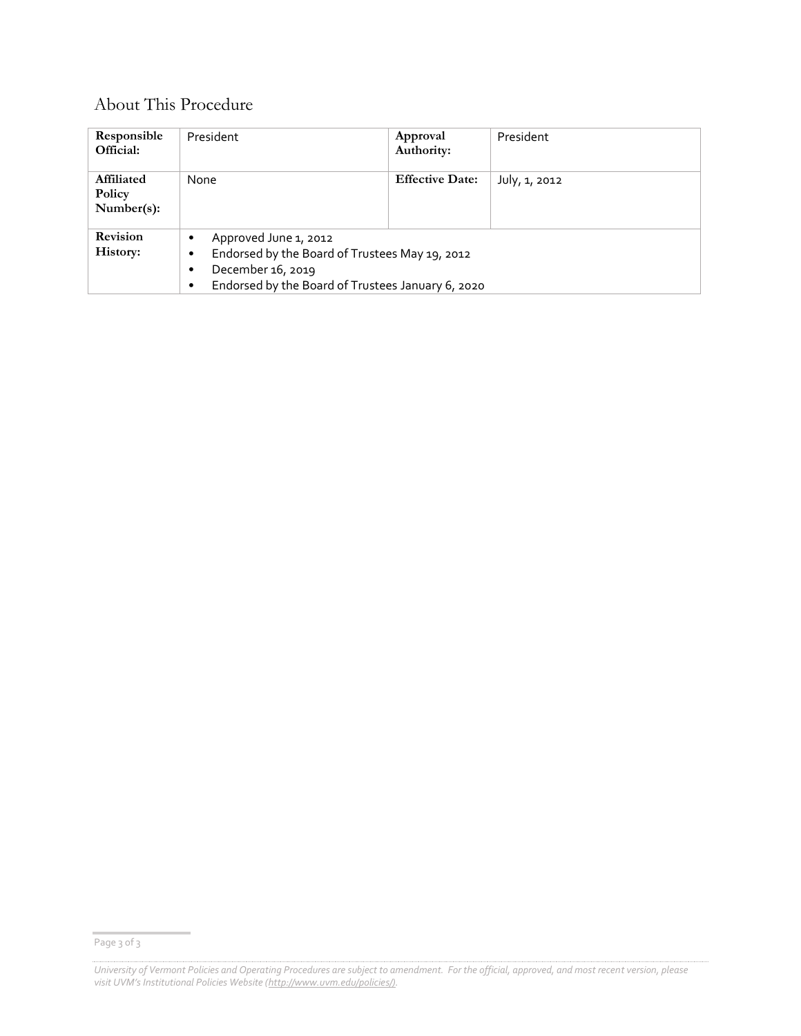## About This Procedure

| | | | |
|---|---|---|---|
| **Responsible Official:** | President | **Approval Authority:** | President |
| **Affiliated Policy Number(s):** | None | **Effective Date:** | July, 1, 2012 |
| **Revision History:** | • Approved June 1, 2012<br>• Endorsed by the Board of Trustees May 19, 2012<br>• December 16, 2019<br>• Endorsed by the Board of Trustees January 6, 2020 | | |

*University of Vermont Policies and Operating Procedures are subject to amendment. For the official, approved, and most recent version, please visit UVM's Institutional Policies Website (http://www.uvm.edu/policies/).*